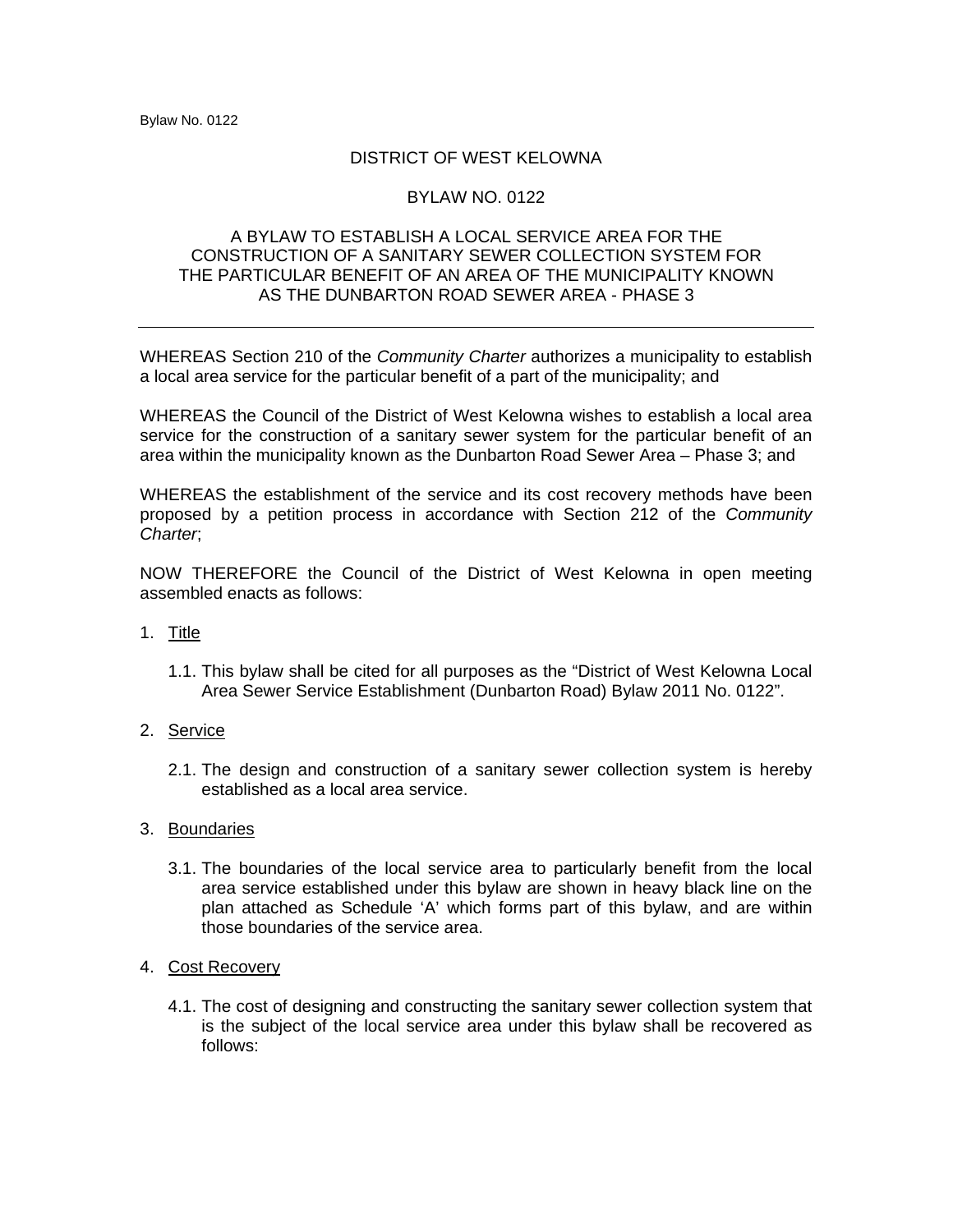# DISTRICT OF WEST KELOWNA

## BYLAW NO. 0122

## A BYLAW TO ESTABLISH A LOCAL SERVICE AREA FOR THE CONSTRUCTION OF A SANITARY SEWER COLLECTION SYSTEM FOR THE PARTICULAR BENEFIT OF AN AREA OF THE MUNICIPALITY KNOWN AS THE DUNBARTON ROAD SEWER AREA - PHASE 3

---

WHEREAS Section 210 of the *Community Charter* authorizes a municipality to establish a local area service for the particular benefit of a part of the municipality; and

WHEREAS the Council of the District of West Kelowna wishes to establish a local area service for the construction of a sanitary sewer system for the particular benefit of an area within the municipality known as the Dunbarton Road Sewer Area – Phase 3; and

WHEREAS the establishment of the service and its cost recovery methods have been proposed by a petition process in accordance with Section 212 of the *Community Charter*;

NOW THEREFORE the Council of the District of West Kelowna in open meeting assembled enacts as follows:

1. <u>Title</u>

   1.1. This bylaw shall be cited for all purposes as the "District of West Kelowna Local Area Sewer Service Establishment (Dunbarton Road) Bylaw 2011 No. 0122".

2. <u>Service</u>

   2.1. The design and construction of a sanitary sewer collection system is hereby established as a local area service.

3. <u>Boundaries</u>

   3.1. The boundaries of the local service area to particularly benefit from the local area service established under this bylaw are shown in heavy black line on the plan attached as Schedule 'A' which forms part of this bylaw, and are within those boundaries of the service area.

4. <u>Cost Recovery</u>

   4.1. The cost of designing and constructing the sanitary sewer collection system that is the subject of the local service area under this bylaw shall be recovered as follows: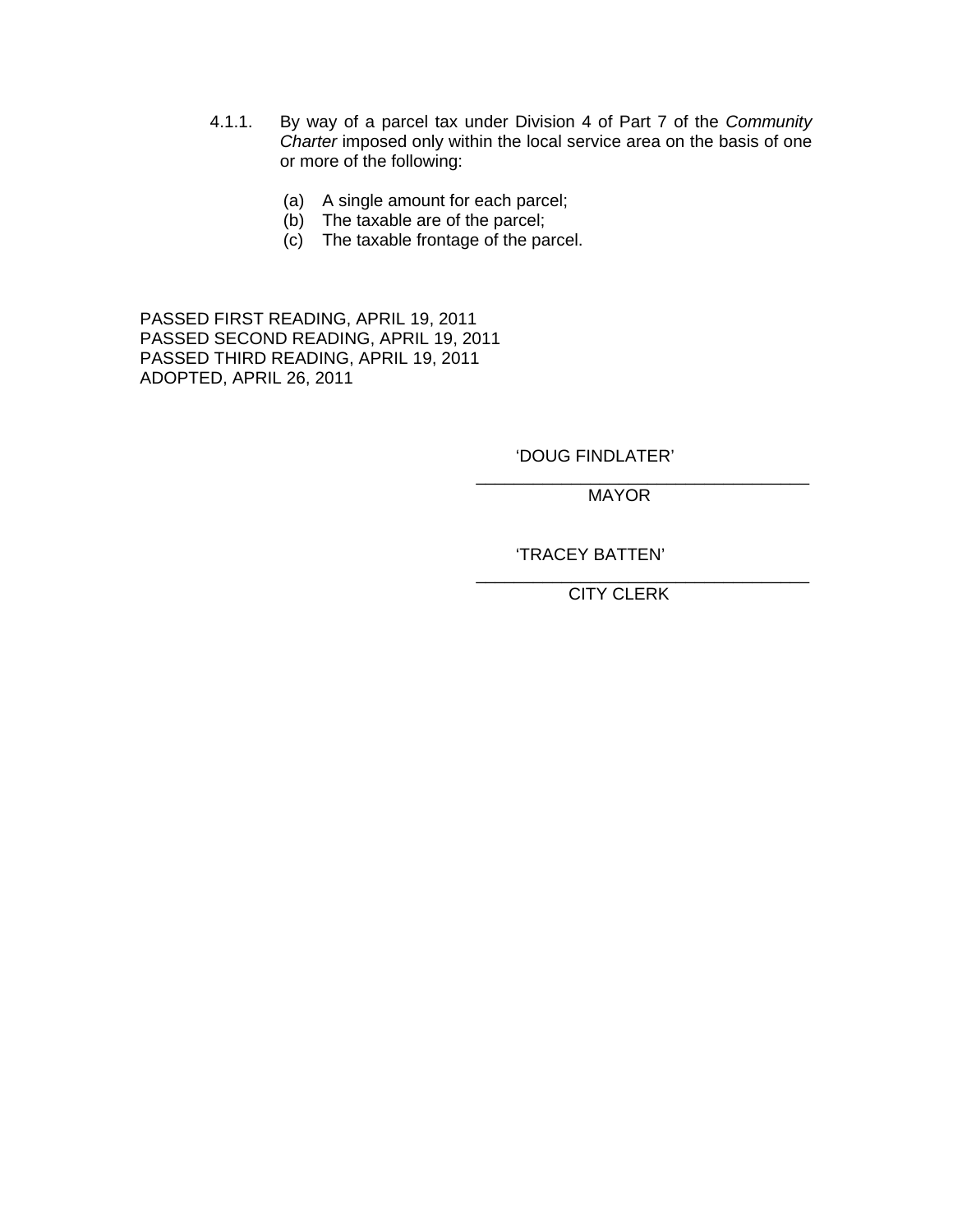4.1.1. By way of a parcel tax under Division 4 of Part 7 of the *Community Charter* imposed only within the local service area on the basis of one or more of the following:

(a) A single amount for each parcel;
(b) The taxable are of the parcel;
(c) The taxable frontage of the parcel.

PASSED FIRST READING, APRIL 19, 2011
PASSED SECOND READING, APRIL 19, 2011
PASSED THIRD READING, APRIL 19, 2011
ADOPTED, APRIL 26, 2011

'DOUG FINDLATER'

MAYOR

'TRACEY BATTEN'

CITY CLERK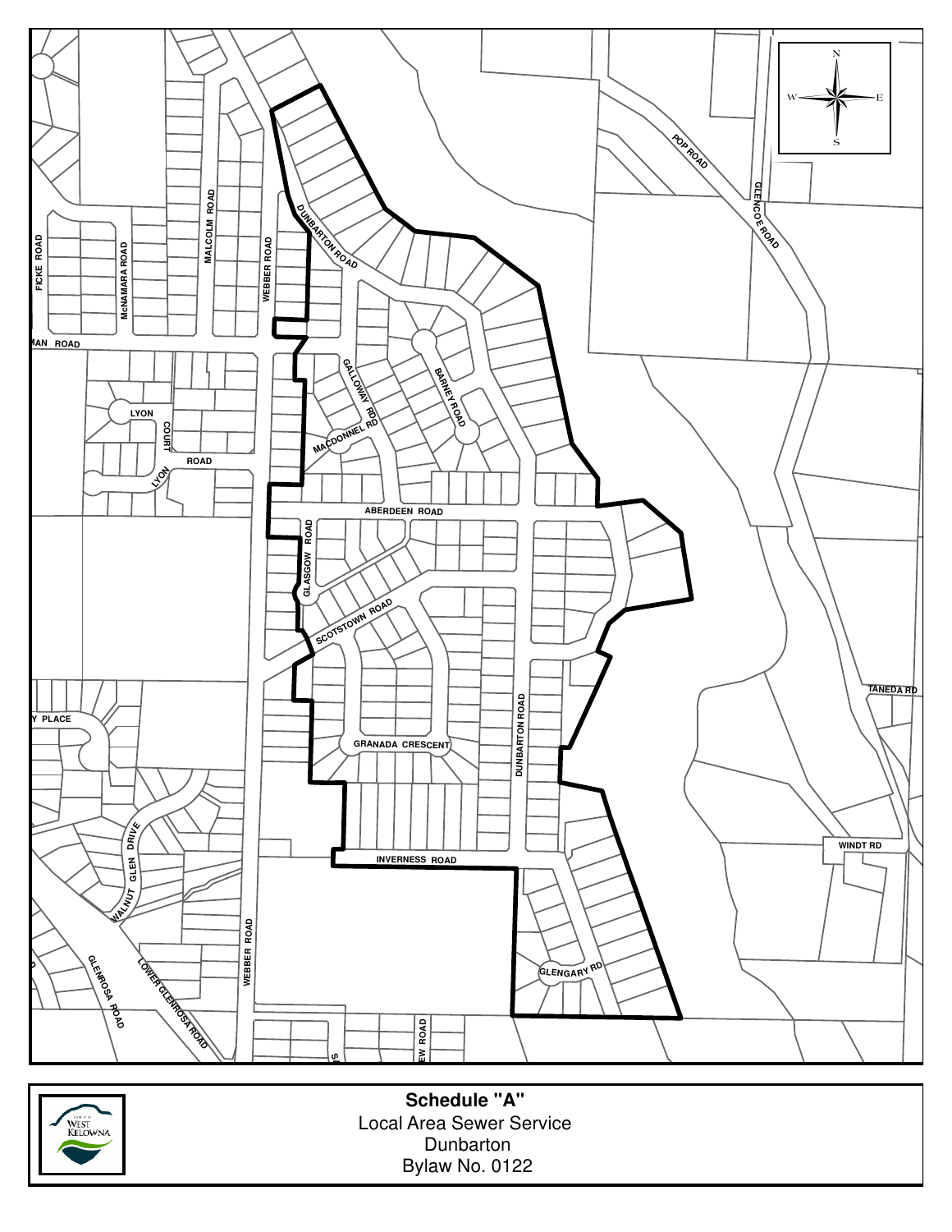Schedule "A"

Local Area Sewer Service

Dunbarton

Bylaw No. 0122

FICKE ROAD

McNAMARA ROAD

MALCOLM ROAD

WEBBER ROAD

DUNBARTON ROAD

POP ROAD

GLENCOE ROAD

MAN ROAD

LYON COURT

LYON ROAD

GALLOWAY RD

BARNEY ROAD

MACDONNEL RD

ABERDEEN ROAD

GLASGOW ROAD

SCOTSTOWN ROAD

GRANADA CRESCENT

DUNBARTON ROAD

TANEDA RD

Y PLACE

WALNUT GLEN DRIVE

WINDT RD

INVERNESS ROAD

GLENGARY RD

WEBBER ROAD

GLENROSA ROAD

LOWER GLENROSA ROAD

EW ROAD

N

S

E

W

WEST KELOWNA